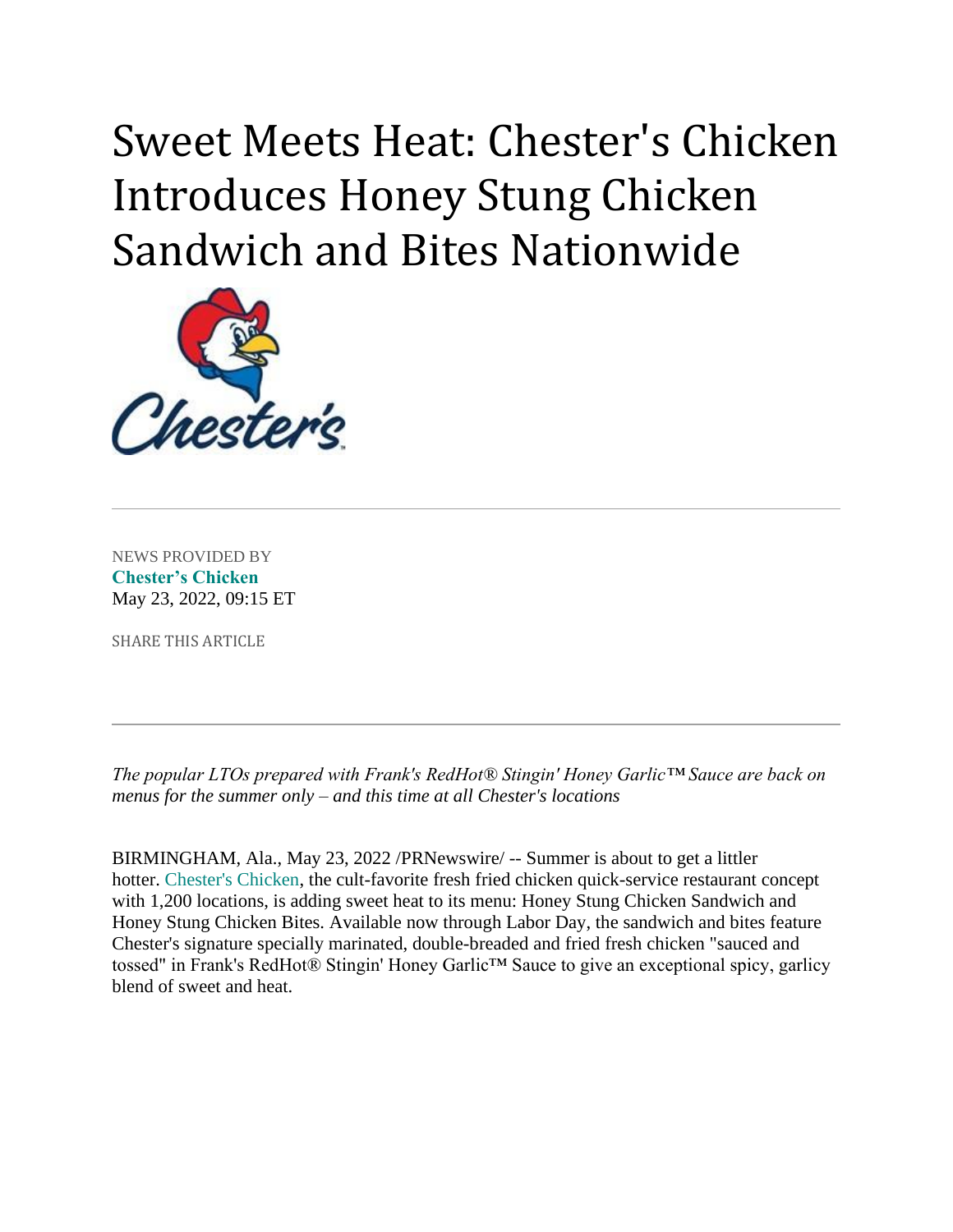# Sweet Meets Heat: Chester's Chicken Introduces Honey Stung Chicken Sandwich and Bites Nationwide

NEWS PROVIDED BY
**Chester's Chicken**
May 23, 2022, 09:15 ET

SHARE THIS ARTICLE

---

*The popular LTOs prepared with Frank's RedHot® Stingin' Honey Garlic™ Sauce are back on menus for the summer only – and this time at all Chester's locations*

BIRMINGHAM, Ala., May 23, 2022 /PRNewswire/ -- Summer is about to get a littler hotter. Chester's Chicken, the cult-favorite fresh fried chicken quick-service restaurant concept with 1,200 locations, is adding sweet heat to its menu: Honey Stung Chicken Sandwich and Honey Stung Chicken Bites. Available now through Labor Day, the sandwich and bites feature Chester's signature specially marinated, double-breaded and fried fresh chicken "sauced and tossed" in Frank's RedHot® Stingin' Honey Garlic™ Sauce to give an exceptional spicy, garlicy blend of sweet and heat.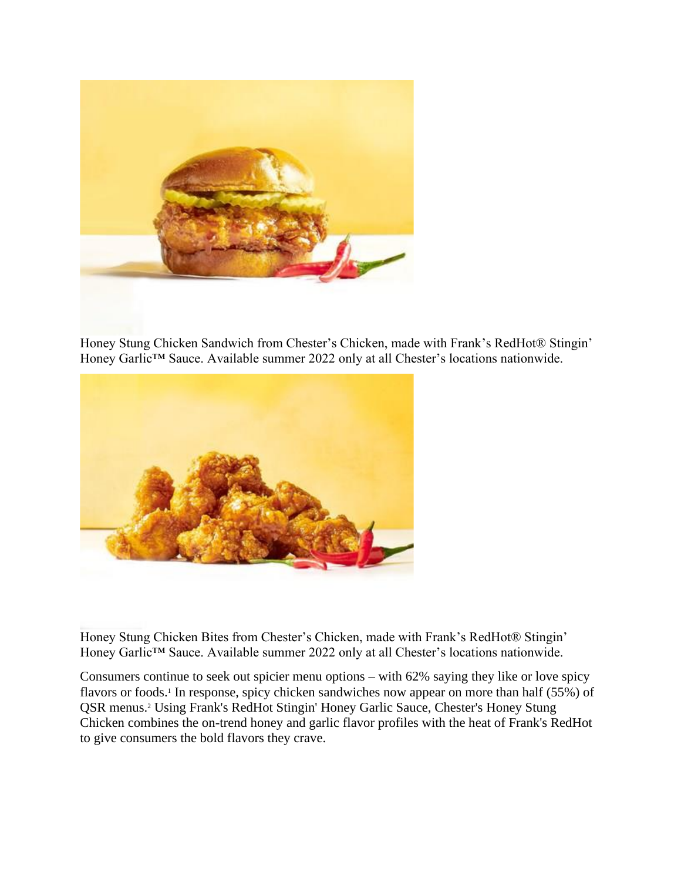Honey Stung Chicken Sandwich from Chester's Chicken, made with Frank's RedHot® Stingin' Honey Garlic™ Sauce. Available summer 2022 only at all Chester's locations nationwide.

Honey Stung Chicken Bites from Chester's Chicken, made with Frank's RedHot® Stingin' Honey Garlic™ Sauce. Available summer 2022 only at all Chester's locations nationwide.

Consumers continue to seek out spicier menu options – with 62% saying they like or love spicy flavors or foods.[1] In response, spicy chicken sandwiches now appear on more than half (55%) of QSR menus.[2] Using Frank's RedHot Stingin' Honey Garlic Sauce, Chester's Honey Stung Chicken combines the on-trend honey and garlic flavor profiles with the heat of Frank's RedHot to give consumers the bold flavors they crave.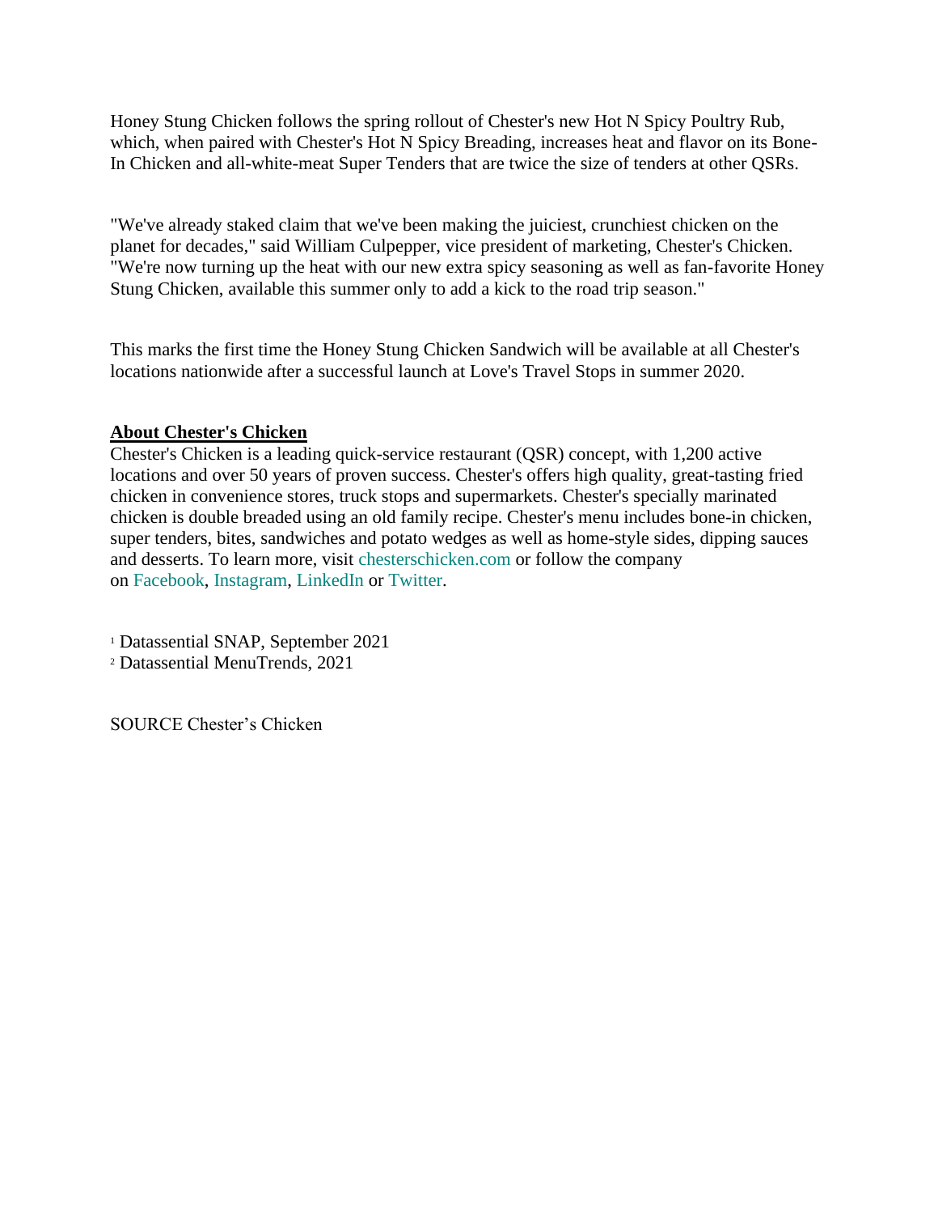Honey Stung Chicken follows the spring rollout of Chester's new Hot N Spicy Poultry Rub, which, when paired with Chester's Hot N Spicy Breading, increases heat and flavor on its Bone-In Chicken and all-white-meat Super Tenders that are twice the size of tenders at other QSRs.

"We've already staked claim that we've been making the juiciest, crunchiest chicken on the planet for decades," said William Culpepper, vice president of marketing, Chester's Chicken. "We're now turning up the heat with our new extra spicy seasoning as well as fan-favorite Honey Stung Chicken, available this summer only to add a kick to the road trip season."

This marks the first time the Honey Stung Chicken Sandwich will be available at all Chester's locations nationwide after a successful launch at Love's Travel Stops in summer 2020.

**About Chester's Chicken**

Chester's Chicken is a leading quick-service restaurant (QSR) concept, with 1,200 active locations and over 50 years of proven success. Chester's offers high quality, great-tasting fried chicken in convenience stores, truck stops and supermarkets. Chester's specially marinated chicken is double breaded using an old family recipe. Chester's menu includes bone-in chicken, super tenders, bites, sandwiches and potato wedges as well as home-style sides, dipping sauces and desserts. To learn more, visit chesterschicken.com or follow the company on Facebook, Instagram, LinkedIn or Twitter.

[1] Datassential SNAP, September 2021

[2] Datassential MenuTrends, 2021

SOURCE Chester's Chicken